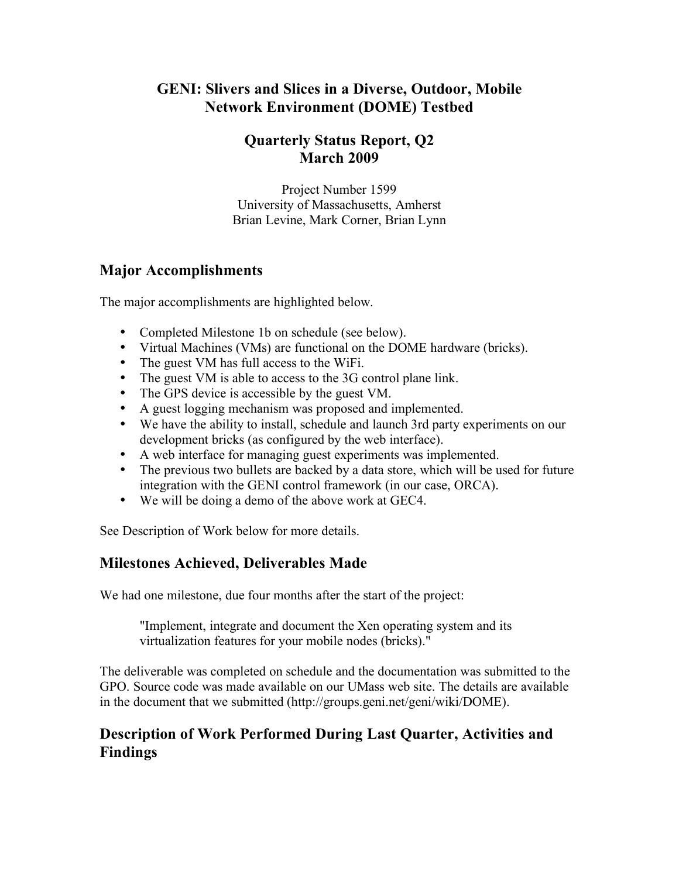# GENI: Slivers and Slices in a Diverse, Outdoor, Mobile Network Environment (DOME) Testbed

## Quarterly Status Report, Q2
## March 2009

Project Number 1599
University of Massachusetts, Amherst
Brian Levine, Mark Corner, Brian Lynn

## Major Accomplishments

The major accomplishments are highlighted below.

- Completed Milestone 1b on schedule (see below).
- Virtual Machines (VMs) are functional on the DOME hardware (bricks).
- The guest VM has full access to the WiFi.
- The guest VM is able to access to the 3G control plane link.
- The GPS device is accessible by the guest VM.
- A guest logging mechanism was proposed and implemented.
- We have the ability to install, schedule and launch 3rd party experiments on our development bricks (as configured by the web interface).
- A web interface for managing guest experiments was implemented.
- The previous two bullets are backed by a data store, which will be used for future integration with the GENI control framework (in our case, ORCA).
- We will be doing a demo of the above work at GEC4.

See Description of Work below for more details.

## Milestones Achieved, Deliverables Made

We had one milestone, due four months after the start of the project:

> "Implement, integrate and document the Xen operating system and its virtualization features for your mobile nodes (bricks)."

The deliverable was completed on schedule and the documentation was submitted to the GPO. Source code was made available on our UMass web site. The details are available in the document that we submitted (http://groups.geni.net/geni/wiki/DOME).

## Description of Work Performed During Last Quarter, Activities and Findings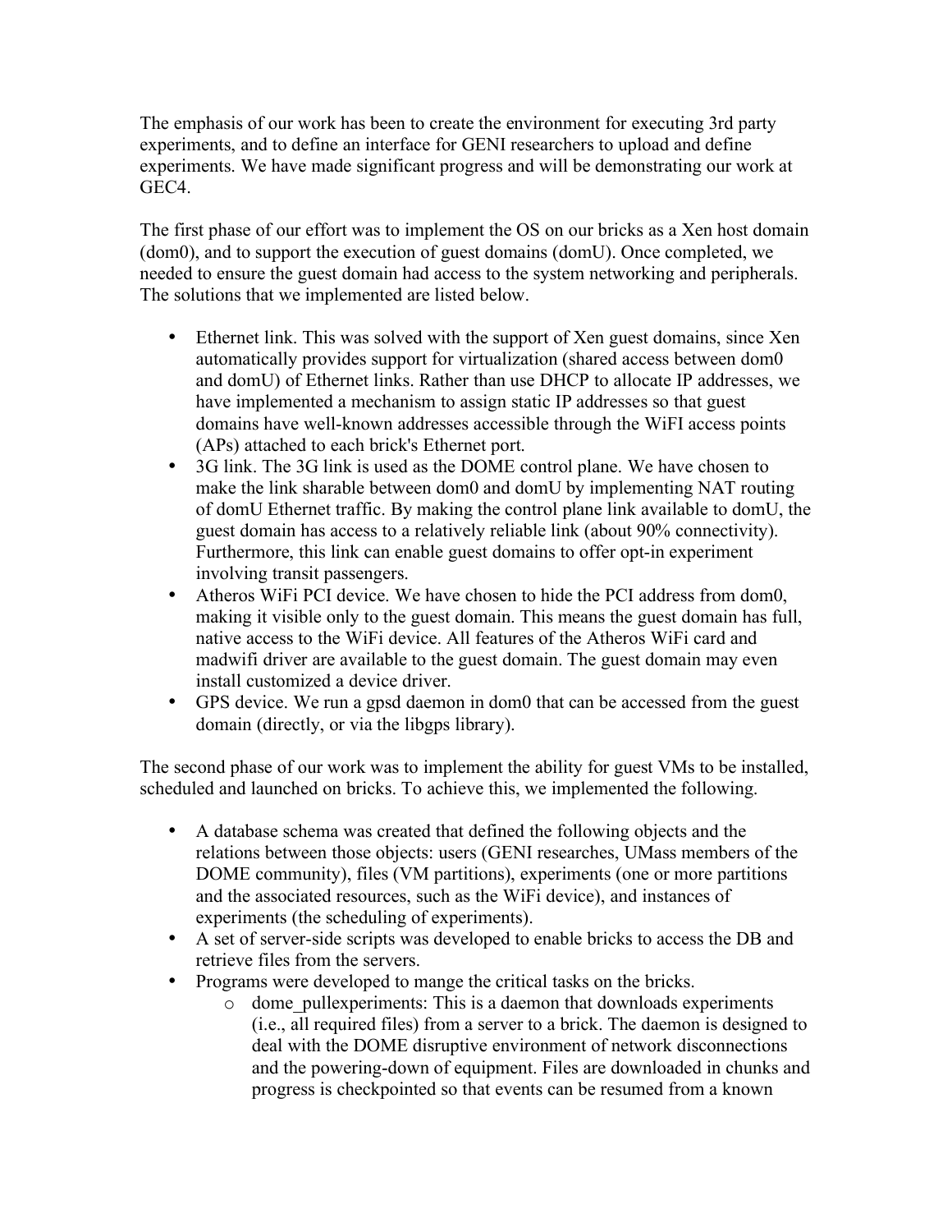The emphasis of our work has been to create the environment for executing 3rd party experiments, and to define an interface for GENI researchers to upload and define experiments. We have made significant progress and will be demonstrating our work at GEC4.

The first phase of our effort was to implement the OS on our bricks as a Xen host domain (dom0), and to support the execution of guest domains (domU). Once completed, we needed to ensure the guest domain had access to the system networking and peripherals. The solutions that we implemented are listed below.

- Ethernet link. This was solved with the support of Xen guest domains, since Xen automatically provides support for virtualization (shared access between dom0 and domU) of Ethernet links. Rather than use DHCP to allocate IP addresses, we have implemented a mechanism to assign static IP addresses so that guest domains have well-known addresses accessible through the WiFI access points (APs) attached to each brick's Ethernet port.
- 3G link. The 3G link is used as the DOME control plane. We have chosen to make the link sharable between dom0 and domU by implementing NAT routing of domU Ethernet traffic. By making the control plane link available to domU, the guest domain has access to a relatively reliable link (about 90% connectivity). Furthermore, this link can enable guest domains to offer opt-in experiment involving transit passengers.
- Atheros WiFi PCI device. We have chosen to hide the PCI address from dom0, making it visible only to the guest domain. This means the guest domain has full, native access to the WiFi device. All features of the Atheros WiFi card and madwifi driver are available to the guest domain. The guest domain may even install customized a device driver.
- GPS device. We run a gpsd daemon in dom0 that can be accessed from the guest domain (directly, or via the libgps library).

The second phase of our work was to implement the ability for guest VMs to be installed, scheduled and launched on bricks. To achieve this, we implemented the following.

- A database schema was created that defined the following objects and the relations between those objects: users (GENI researches, UMass members of the DOME community), files (VM partitions), experiments (one or more partitions and the associated resources, such as the WiFi device), and instances of experiments (the scheduling of experiments).
- A set of server-side scripts was developed to enable bricks to access the DB and retrieve files from the servers.
- Programs were developed to mange the critical tasks on the bricks.
    - dome_pullexperiments: This is a daemon that downloads experiments (i.e., all required files) from a server to a brick. The daemon is designed to deal with the DOME disruptive environment of network disconnections and the powering-down of equipment. Files are downloaded in chunks and progress is checkpointed so that events can be resumed from a known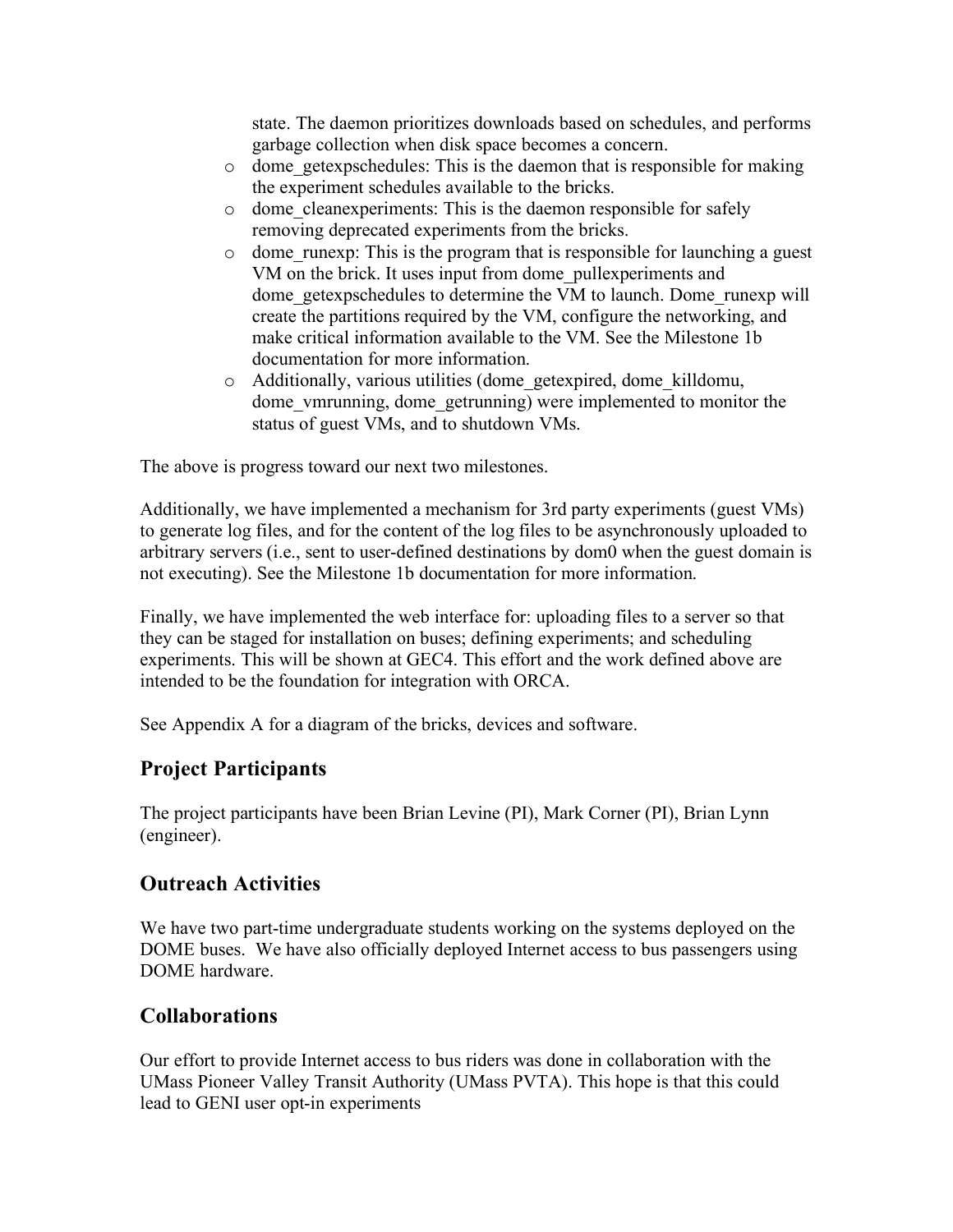state. The daemon prioritizes downloads based on schedules, and performs garbage collection when disk space becomes a concern.

- dome_getexpschedules: This is the daemon that is responsible for making the experiment schedules available to the bricks.
- dome_cleanexperiments: This is the daemon responsible for safely removing deprecated experiments from the bricks.
- dome_runexp: This is the program that is responsible for launching a guest VM on the brick. It uses input from dome_pullexperiments and dome_getexpschedules to determine the VM to launch. Dome_runexp will create the partitions required by the VM, configure the networking, and make critical information available to the VM. See the Milestone 1b documentation for more information.
- Additionally, various utilities (dome_getexpired, dome_killdomu, dome_vmrunning, dome_getrunning) were implemented to monitor the status of guest VMs, and to shutdown VMs.

The above is progress toward our next two milestones.

Additionally, we have implemented a mechanism for 3rd party experiments (guest VMs) to generate log files, and for the content of the log files to be asynchronously uploaded to arbitrary servers (i.e., sent to user-defined destinations by dom0 when the guest domain is not executing). See the Milestone 1b documentation for more information.

Finally, we have implemented the web interface for: uploading files to a server so that they can be staged for installation on buses; defining experiments; and scheduling experiments. This will be shown at GEC4. This effort and the work defined above are intended to be the foundation for integration with ORCA.

See Appendix A for a diagram of the bricks, devices and software.

## Project Participants

The project participants have been Brian Levine (PI), Mark Corner (PI), Brian Lynn (engineer).

## Outreach Activities

We have two part-time undergraduate students working on the systems deployed on the DOME buses. We have also officially deployed Internet access to bus passengers using DOME hardware.

## Collaborations

Our effort to provide Internet access to bus riders was done in collaboration with the UMass Pioneer Valley Transit Authority (UMass PVTA). This hope is that this could lead to GENI user opt-in experiments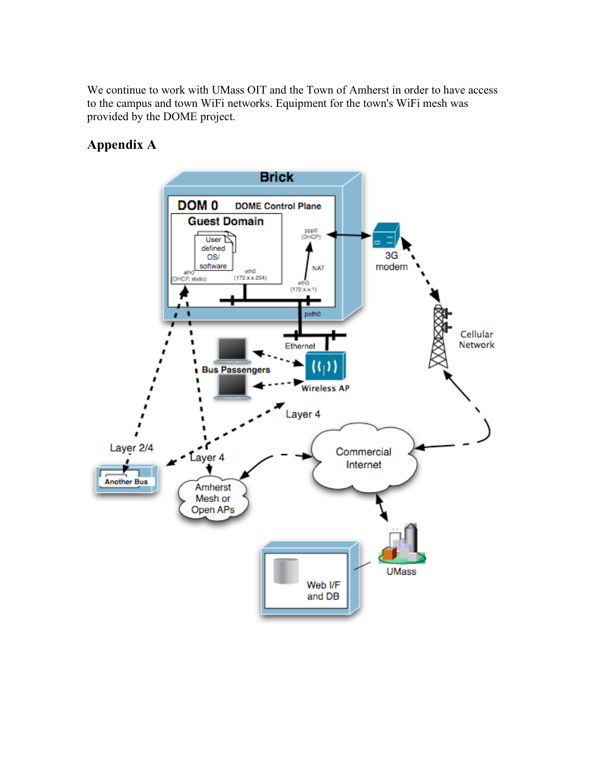We continue to work with UMass OIT and the Town of Amherst in order to have access to the campus and town WiFi networks. Equipment for the town's WiFi mesh was provided by the DOME project.

## Appendix A

Brick

DOM 0

DOME Control Plane

Guest Domain

User defined OS/ software

ath0 (DHCP, static)

eth0 (172.x.x.254)

ppp0 (DHCP)

NAT

eth0 (172.x.x.1)

peth0

3G modem

Cellular Network

Ethernet

Bus Passengers

Wireless AP

Layer 4

Layer 2/4

Another Bus

Layer 4

Amherst Mesh or Open APs

Commercial Internet

UMass

Web I/F and DB